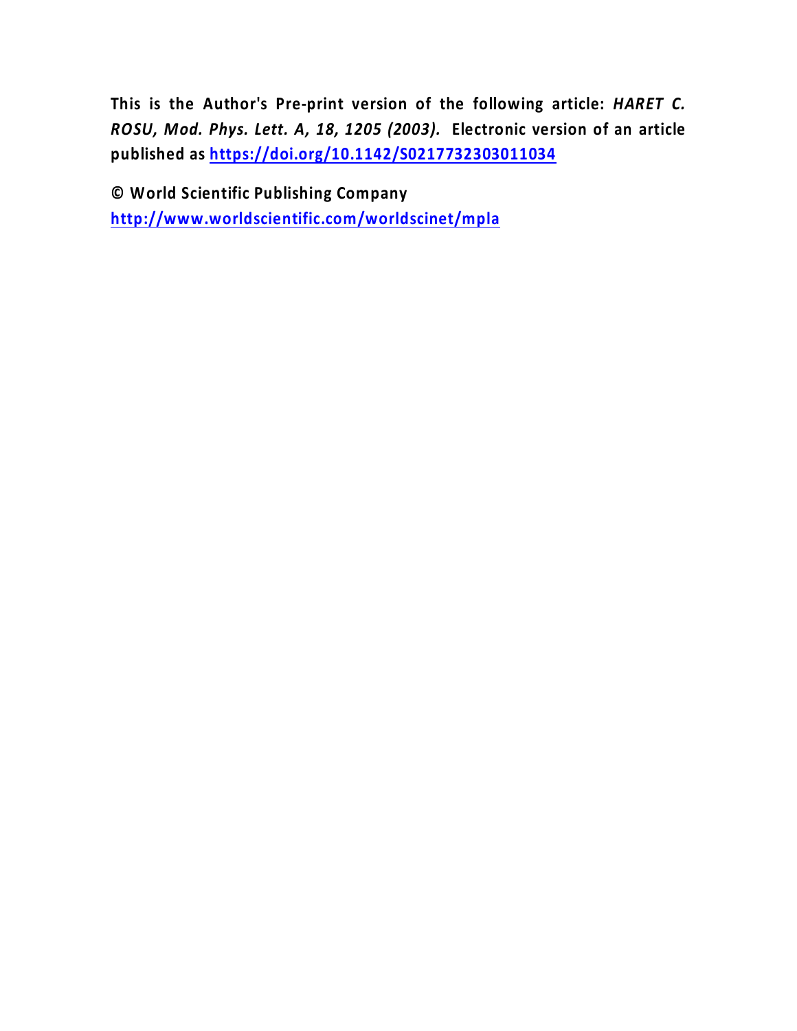**This is the Author's Pre-print version of the following article:** ***HARET C. ROSU, Mod. Phys. Lett. A, 18, 1205 (2003).*** **Electronic version of an article published as [https://doi.org/10.1142/S0217732303011034](https://doi.org/10.1142/S0217732303011034)**

**© World Scientific Publishing Company**
**[http://www.worldscientific.com/worldscinet/mpla](http://www.worldscientific.com/worldscinet/mpla)**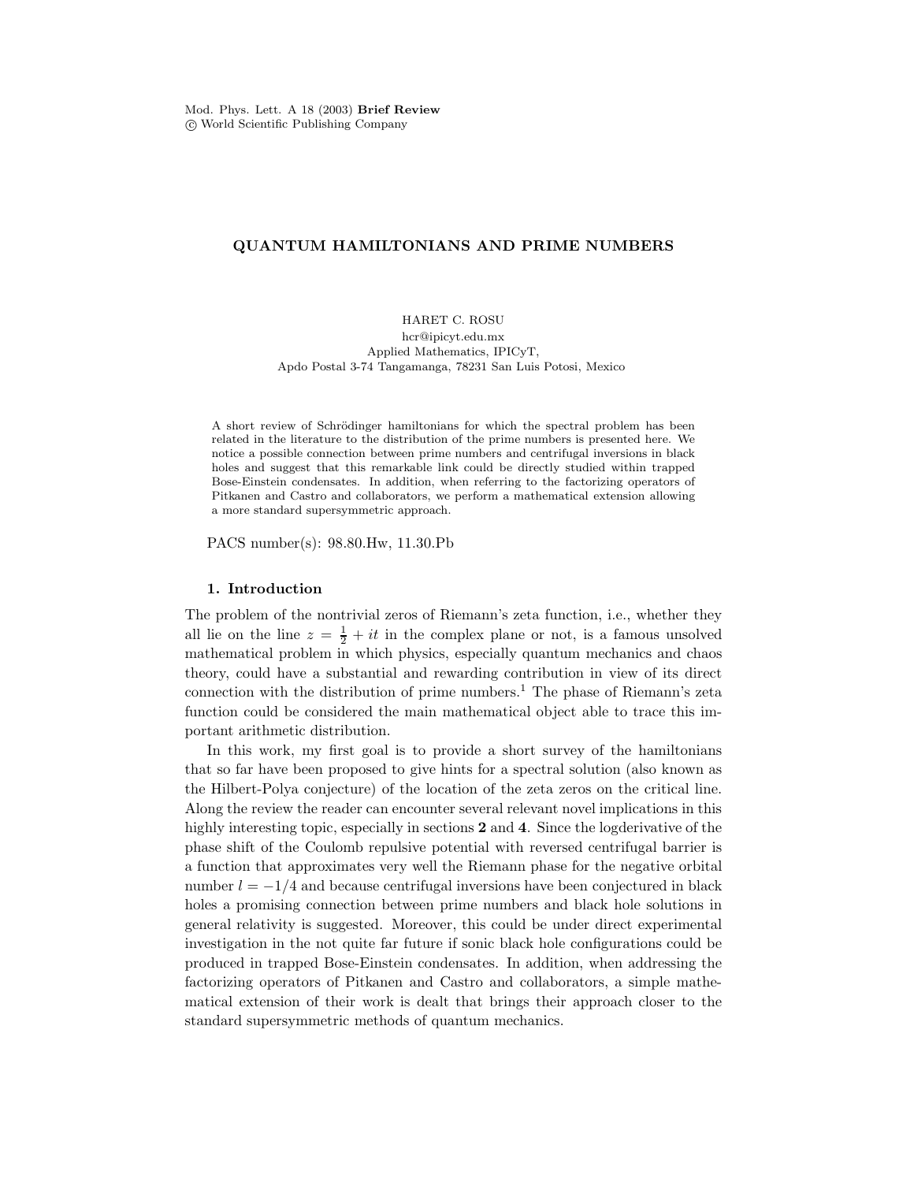Mod. Phys. Lett. A 18 (2003) **Brief Review**
© World Scientific Publishing Company

# QUANTUM HAMILTONIANS AND PRIME NUMBERS

HARET C. ROSU
hcr@ipicyt.edu.mx
Applied Mathematics, IPICyT,
Apdo Postal 3-74 Tangamanga, 78231 San Luis Potosi, Mexico

A short review of Schrödinger hamiltonians for which the spectral problem has been related in the literature to the distribution of the prime numbers is presented here. We notice a possible connection between prime numbers and centrifugal inversions in black holes and suggest that this remarkable link could be directly studied within trapped Bose-Einstein condensates. In addition, when referring to the factorizing operators of Pitkanen and Castro and collaborators, we perform a mathematical extension allowing a more standard supersymmetric approach.

PACS number(s): 98.80.Hw, 11.30.Pb

## 1. Introduction

The problem of the nontrivial zeros of Riemann's zeta function, i.e., whether they all lie on the line $z = \frac{1}{2} + it$ in the complex plane or not, is a famous unsolved mathematical problem in which physics, especially quantum mechanics and chaos theory, could have a substantial and rewarding contribution in view of its direct connection with the distribution of prime numbers.[1] The phase of Riemann's zeta function could be considered the main mathematical object able to trace this important arithmetic distribution.

In this work, my first goal is to provide a short survey of the hamiltonians that so far have been proposed to give hints for a spectral solution (also known as the Hilbert-Polya conjecture) of the location of the zeta zeros on the critical line. Along the review the reader can encounter several relevant novel implications in this highly interesting topic, especially in sections **2** and **4**. Since the logderivative of the phase shift of the Coulomb repulsive potential with reversed centrifugal barrier is a function that approximates very well the Riemann phase for the negative orbital number $l = -1/4$ and because centrifugal inversions have been conjectured in black holes a promising connection between prime numbers and black hole solutions in general relativity is suggested. Moreover, this could be under direct experimental investigation in the not quite far future if sonic black hole configurations could be produced in trapped Bose-Einstein condensates. In addition, when addressing the factorizing operators of Pitkanen and Castro and collaborators, a simple mathematical extension of their work is dealt that brings their approach closer to the standard supersymmetric methods of quantum mechanics.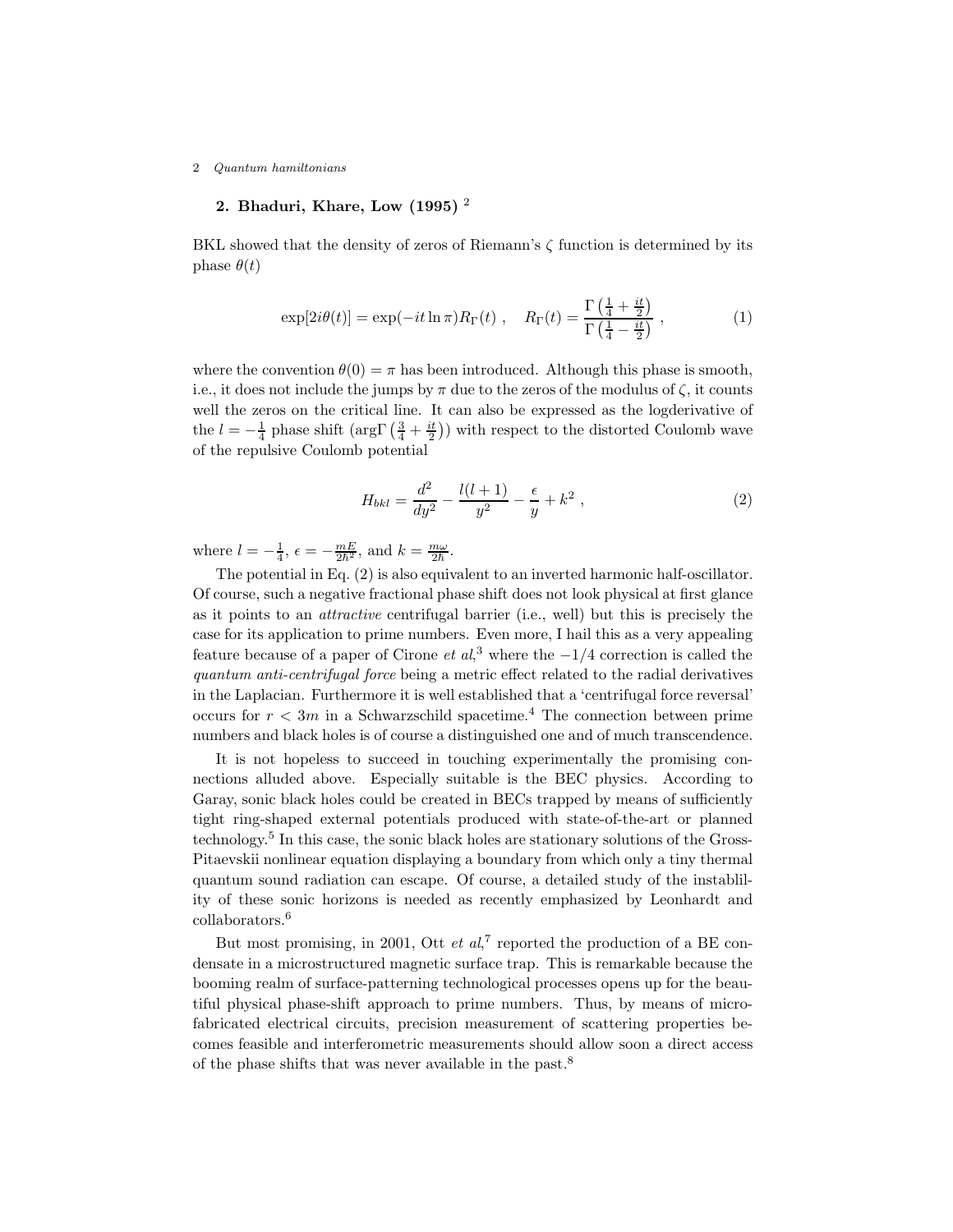## 2. Bhaduri, Khare, Low (1995) [2]

BKL showed that the density of zeros of Riemann's $\zeta$ function is determined by its phase $\theta(t)$

$$\exp[2i\theta(t)] = \exp(-it\ln\pi)R_{\Gamma}(t) \ , \quad R_{\Gamma}(t) = \frac{\Gamma\left(\frac{1}{4}+\frac{it}{2}\right)}{\Gamma\left(\frac{1}{4}-\frac{it}{2}\right)} \ , \tag{1}$$

where the convention $\theta(0) = \pi$ has been introduced. Although this phase is smooth, i.e., it does not include the jumps by $\pi$ due to the zeros of the modulus of $\zeta$, it counts well the zeros on the critical line. It can also be expressed as the logderivative of the $l = -\frac{1}{4}$ phase shift ($\arg\Gamma\left(\frac{3}{4}+\frac{it}{2}\right)$) with respect to the distorted Coulomb wave of the repulsive Coulomb potential

$$H_{bkl} = \frac{d^2}{dy^2} - \frac{l(l+1)}{y^2} - \frac{\epsilon}{y} + k^2 \ , \tag{2}$$

where $l = -\frac{1}{4}$, $\epsilon = -\frac{mE}{2\hbar^2}$, and $k = \frac{m\omega}{2\hbar}$.

The potential in Eq. (2) is also equivalent to an inverted harmonic half-oscillator. Of course, such a negative fractional phase shift does not look physical at first glance as it points to an *attractive* centrifugal barrier (i.e., well) but this is precisely the case for its application to prime numbers. Even more, I hail this as a very appealing feature because of a paper of Cirone *et al*,[3] where the $-1/4$ correction is called the *quantum anti-centrifugal force* being a metric effect related to the radial derivatives in the Laplacian. Furthermore it is well established that a 'centrifugal force reversal' occurs for $r < 3m$ in a Schwarzschild spacetime.[4] The connection between prime numbers and black holes is of course a distinguished one and of much transcendence.

It is not hopeless to succeed in touching experimentally the promising connections alluded above. Especially suitable is the BEC physics. According to Garay, sonic black holes could be created in BECs trapped by means of sufficiently tight ring-shaped external potentials produced with state-of-the-art or planned technology.[5] In this case, the sonic black holes are stationary solutions of the Gross-Pitaevskii nonlinear equation displaying a boundary from which only a tiny thermal quantum sound radiation can escape. Of course, a detailed study of the instablility of these sonic horizons is needed as recently emphasized by Leonhardt and collaborators.[6]

But most promising, in 2001, Ott *et al*,[7] reported the production of a BE condensate in a microstructured magnetic surface trap. This is remarkable because the booming realm of surface-patterning technological processes opens up for the beautiful physical phase-shift approach to prime numbers. Thus, by means of microfabricated electrical circuits, precision measurement of scattering properties becomes feasible and interferometric measurements should allow soon a direct access of the phase shifts that was never available in the past.[8]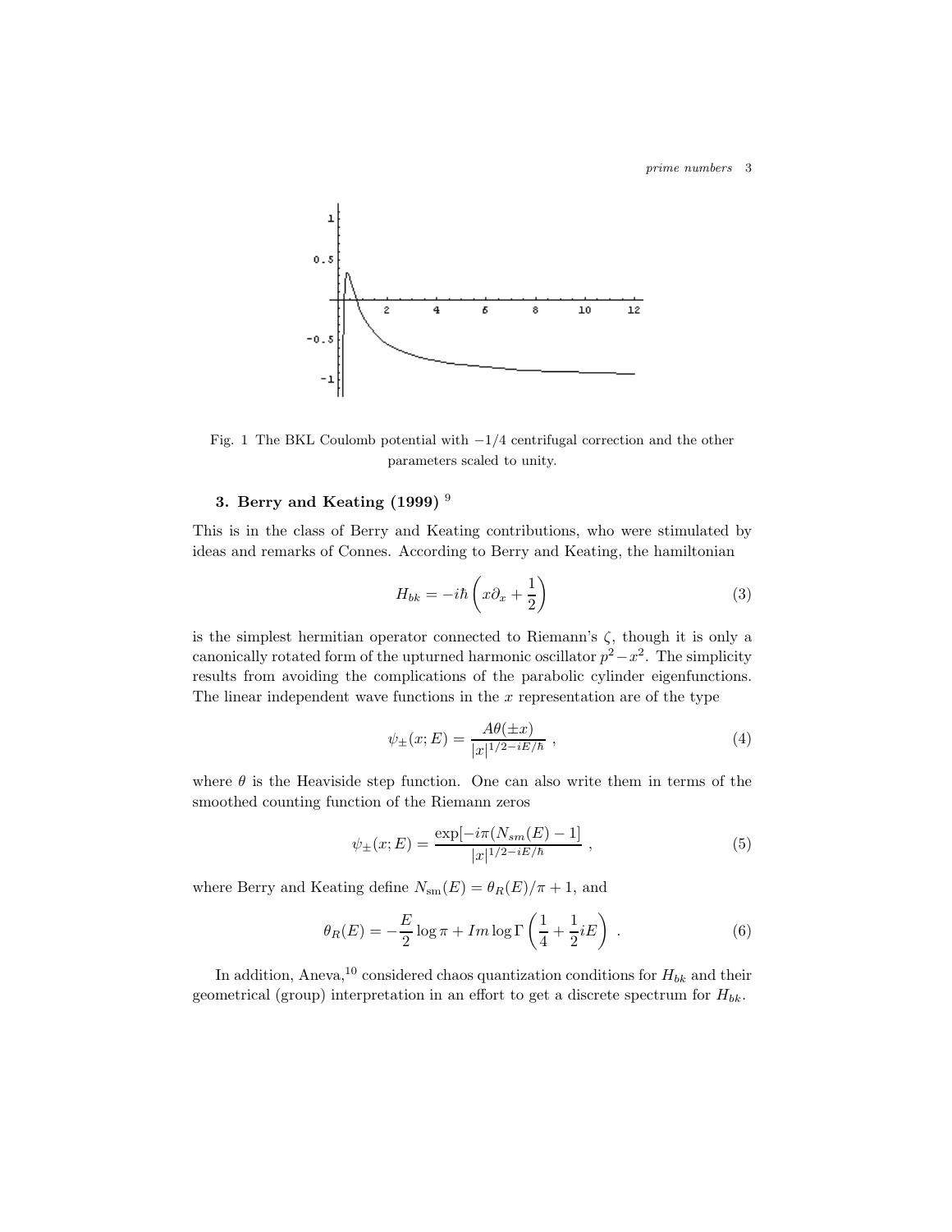Fig. 1 The BKL Coulomb potential with $-1/4$ centrifugal correction and the other parameters scaled to unity.

### 3. Berry and Keating (1999) [9]

This is in the class of Berry and Keating contributions, who were stimulated by ideas and remarks of Connes. According to Berry and Keating, the hamiltonian

$$H_{bk} = -i\hbar \left( x\partial_x + \frac{1}{2} \right) \tag{3}$$

is the simplest hermitian operator connected to Riemann's $\zeta$, though it is only a canonically rotated form of the upturned harmonic oscillator $p^2 - x^2$. The simplicity results from avoiding the complications of the parabolic cylinder eigenfunctions. The linear independent wave functions in the $x$ representation are of the type

$$\psi_{\pm}(x; E) = \frac{A\theta(\pm x)}{|x|^{1/2 - iE/\hbar}} \ , \tag{4}$$

where $\theta$ is the Heaviside step function. One can also write them in terms of the smoothed counting function of the Riemann zeros

$$\psi_{\pm}(x; E) = \frac{\exp[-i\pi(N_{sm}(E) - 1]}{|x|^{1/2 - iE/\hbar}} \ , \tag{5}$$

where Berry and Keating define $N_{\rm sm}(E) = \theta_R(E)/\pi + 1$, and

$$\theta_R(E) = -\frac{E}{2}\log \pi + Im \log \Gamma \left( \frac{1}{4} + \frac{1}{2}iE \right) \ . \tag{6}$$

In addition, Aneva,[10] considered chaos quantization conditions for $H_{bk}$ and their geometrical (group) interpretation in an effort to get a discrete spectrum for $H_{bk}$.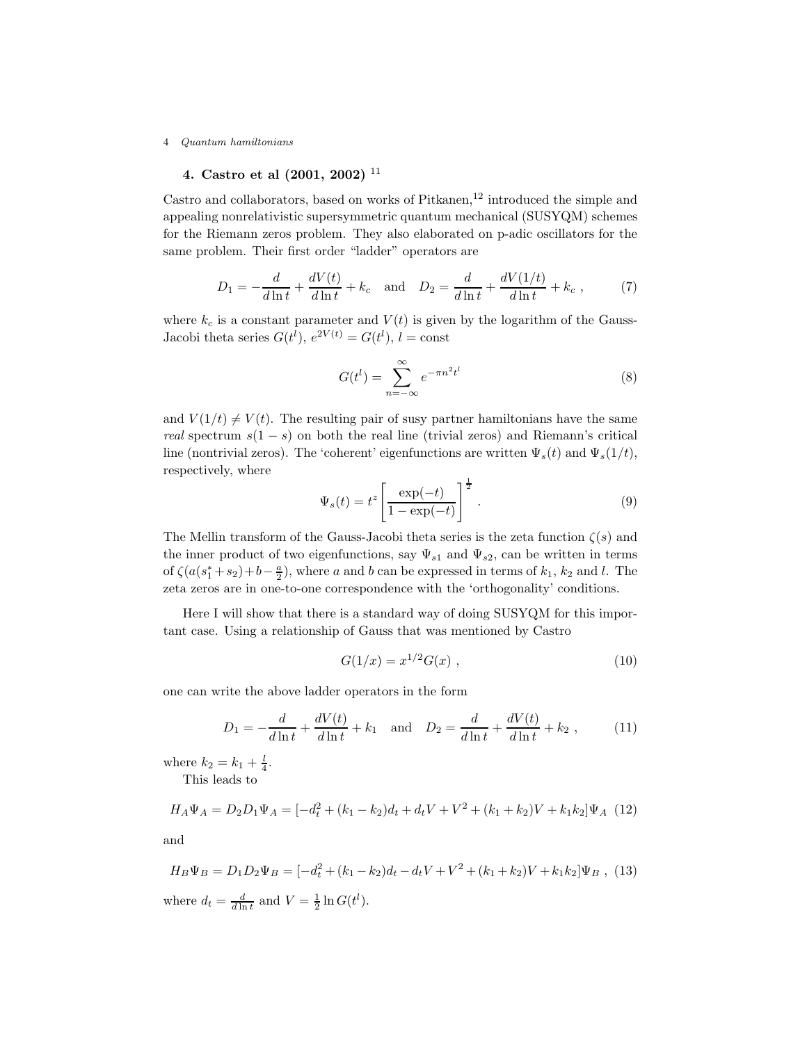## 4. Castro et al (2001, 2002) [11]

Castro and collaborators, based on works of Pitkanen,[12] introduced the simple and appealing nonrelativistic supersymmetric quantum mechanical (SUSYQM) schemes for the Riemann zeros problem. They also elaborated on p-adic oscillators for the same problem. Their first order "ladder" operators are

$$D_1 = -\frac{d}{d\ln t} + \frac{dV(t)}{d\ln t} + k_c \quad \text{and} \quad D_2 = \frac{d}{d\ln t} + \frac{dV(1/t)}{d\ln t} + k_c \ , \tag{7}$$

where $k_c$ is a constant parameter and $V(t)$ is given by the logarithm of the Gauss-Jacobi theta series $G(t^l)$, $e^{2V(t)} = G(t^l)$, $l = \text{const}$

$$G(t^l) = \sum_{n=-\infty}^{\infty} e^{-\pi n^2 t^l} \tag{8}$$

and $V(1/t) \neq V(t)$. The resulting pair of susy partner hamiltonians have the same *real* spectrum $s(1-s)$ on both the real line (trivial zeros) and Riemann's critical line (nontrivial zeros). The 'coherent' eigenfunctions are written $\Psi_s(t)$ and $\Psi_s(1/t)$, respectively, where

$$\Psi_s(t) = t^z \left[\frac{\exp(-t)}{1-\exp(-t)}\right]^{\frac{1}{2}} . \tag{9}$$

The Mellin transform of the Gauss-Jacobi theta series is the zeta function $\zeta(s)$ and the inner product of two eigenfunctions, say $\Psi_{s1}$ and $\Psi_{s2}$, can be written in terms of $\zeta(a(s_1^* + s_2) + b - \frac{a}{2})$, where $a$ and $b$ can be expressed in terms of $k_1$, $k_2$ and $l$. The zeta zeros are in one-to-one correspondence with the 'orthogonality' conditions.

Here I will show that there is a standard way of doing SUSYQM for this important case. Using a relationship of Gauss that was mentioned by Castro

$$G(1/x) = x^{1/2} G(x) \ , \tag{10}$$

one can write the above ladder operators in the form

$$D_1 = -\frac{d}{d\ln t} + \frac{dV(t)}{d\ln t} + k_1 \quad \text{and} \quad D_2 = \frac{d}{d\ln t} + \frac{dV(t)}{d\ln t} + k_2 \ , \tag{11}$$

where $k_2 = k_1 + \frac{l}{4}$.

This leads to

$$H_A \Psi_A = D_2 D_1 \Psi_A = [-d_t^2 + (k_1 - k_2)d_t + d_t V + V^2 + (k_1 + k_2)V + k_1 k_2]\Psi_A \tag{12}$$

and

$$H_B \Psi_B = D_1 D_2 \Psi_B = [-d_t^2 + (k_1 - k_2)d_t - d_t V + V^2 + (k_1 + k_2)V + k_1 k_2]\Psi_B \ , \tag{13}$$

where $d_t = \frac{d}{d\ln t}$ and $V = \frac{1}{2}\ln G(t^l)$.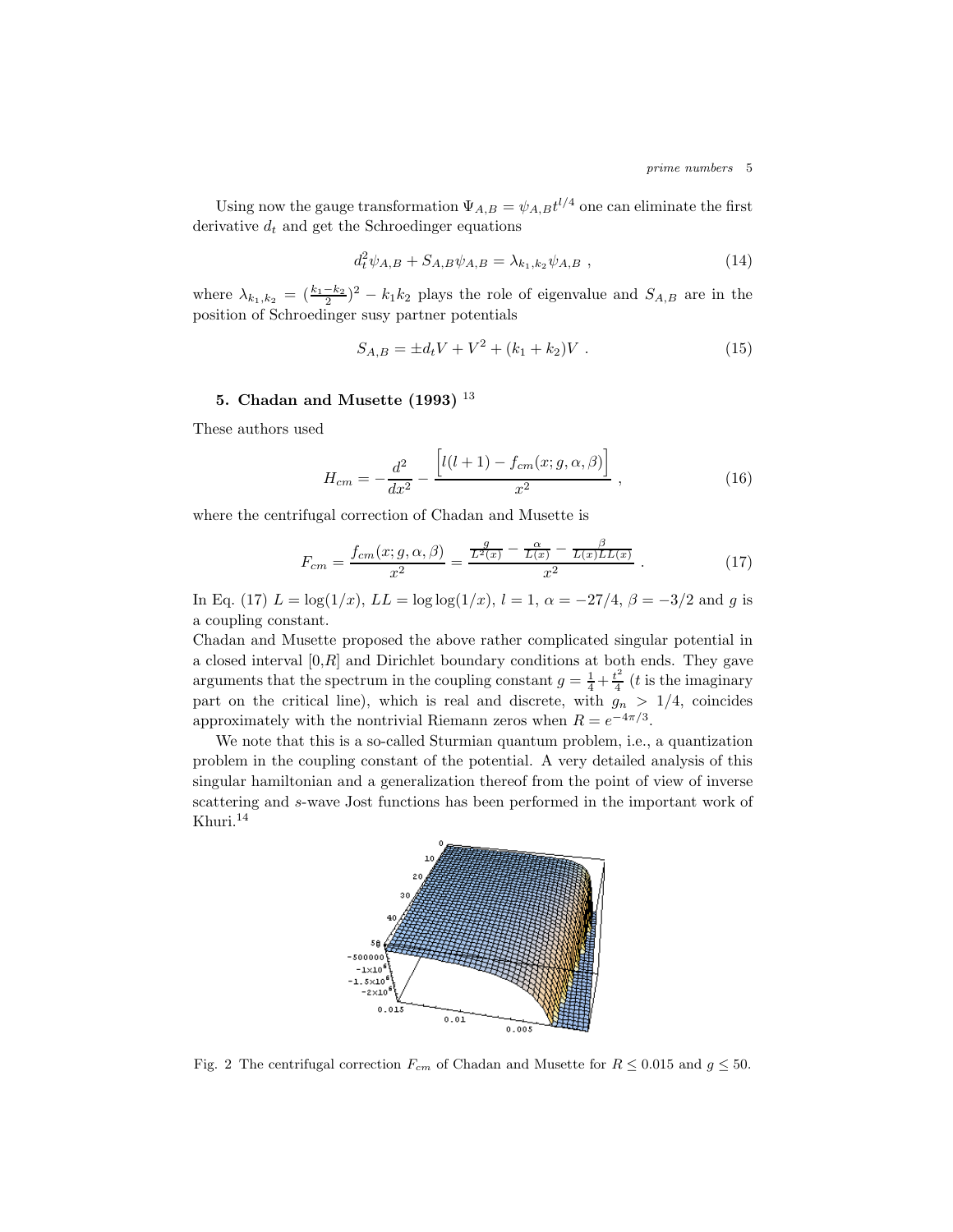Using now the gauge transformation $\Psi_{A,B} = \psi_{A,B} t^{l/4}$ one can eliminate the first derivative $d_t$ and get the Schroedinger equations

$$d_t^2 \psi_{A,B} + S_{A,B} \psi_{A,B} = \lambda_{k_1,k_2} \psi_{A,B} \ , \tag{14}$$

where $\lambda_{k_1,k_2} = (\frac{k_1 - k_2}{2})^2 - k_1 k_2$ plays the role of eigenvalue and $S_{A,B}$ are in the position of Schroedinger susy partner potentials

$$S_{A,B} = \pm d_t V + V^2 + (k_1 + k_2) V \ . \tag{15}$$

## 5. Chadan and Musette (1993) [13]

These authors used

$$H_{cm} = -\frac{d^2}{dx^2} - \frac{\left[ l(l+1) - f_{cm}(x; g, \alpha, \beta) \right]}{x^2} \ , \tag{16}$$

where the centrifugal correction of Chadan and Musette is

$$F_{cm} = \frac{f_{cm}(x; g, \alpha, \beta)}{x^2} = \frac{\frac{g}{L^2(x)} - \frac{\alpha}{L(x)} - \frac{\beta}{L(x) LL(x)}}{x^2} \ . \tag{17}$$

In Eq. (17) $L = \log(1/x)$, $LL = \log\log(1/x)$, $l = 1$, $\alpha = -27/4$, $\beta = -3/2$ and $g$ is a coupling constant.
Chadan and Musette proposed the above rather complicated singular potential in a closed interval $[0,R]$ and Dirichlet boundary conditions at both ends. They gave arguments that the spectrum in the coupling constant $g = \frac{1}{4} + \frac{t^2}{4}$ ($t$ is the imaginary part on the critical line), which is real and discrete, with $g_n > 1/4$, coincides approximately with the nontrivial Riemann zeros when $R = e^{-4\pi/3}$.

We note that this is a so-called Sturmian quantum problem, i.e., a quantization problem in the coupling constant of the potential. A very detailed analysis of this singular hamiltonian and a generalization thereof from the point of view of inverse scattering and $s$-wave Jost functions has been performed in the important work of Khuri.[14]

Fig. 2 The centrifugal correction $F_{cm}$ of Chadan and Musette for $R \leq 0.015$ and $g \leq 50$.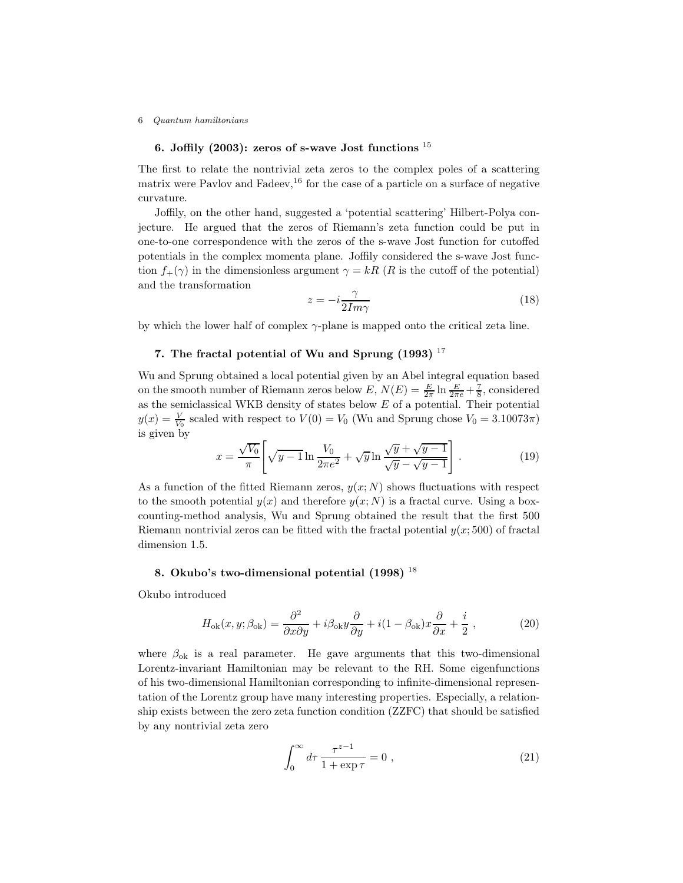## 6. Joffily (2003): zeros of s-wave Jost functions [15]

The first to relate the nontrivial zeta zeros to the complex poles of a scattering matrix were Pavlov and Fadeev,[16] for the case of a particle on a surface of negative curvature.

Joffily, on the other hand, suggested a 'potential scattering' Hilbert-Polya conjecture. He argued that the zeros of Riemann's zeta function could be put in one-to-one correspondence with the zeros of the s-wave Jost function for cutoffed potentials in the complex momenta plane. Joffily considered the s-wave Jost function $f_+(\gamma)$ in the dimensionless argument $\gamma = kR$ ($R$ is the cutoff of the potential) and the transformation

$$z = -i\frac{\gamma}{2Im\gamma} \tag{18}$$

by which the lower half of complex $\gamma$-plane is mapped onto the critical zeta line.

## 7. The fractal potential of Wu and Sprung (1993) [17]

Wu and Sprung obtained a local potential given by an Abel integral equation based on the smooth number of Riemann zeros below $E$, $N(E) = \frac{E}{2\pi}\ln\frac{E}{2\pi e} + \frac{7}{8}$, considered as the semiclassical WKB density of states below $E$ of a potential. Their potential $y(x) = \frac{V}{V_0}$ scaled with respect to $V(0) = V_0$ (Wu and Sprung chose $V_0 = 3.10073\pi$) is given by

$$x = \frac{\sqrt{V_0}}{\pi}\left[\sqrt{y-1}\ln\frac{V_0}{2\pi e^2} + \sqrt{y}\ln\frac{\sqrt{y}+\sqrt{y-1}}{\sqrt{y}-\sqrt{y-1}}\right] . \tag{19}$$

As a function of the fitted Riemann zeros, $y(x;N)$ shows fluctuations with respect to the smooth potential $y(x)$ and therefore $y(x;N)$ is a fractal curve. Using a box-counting-method analysis, Wu and Sprung obtained the result that the first 500 Riemann nontrivial zeros can be fitted with the fractal potential $y(x;500)$ of fractal dimension 1.5.

## 8. Okubo's two-dimensional potential (1998) [18]

Okubo introduced

$$H_{\rm ok}(x,y;\beta_{\rm ok}) = \frac{\partial^2}{\partial x \partial y} + i\beta_{\rm ok}y\frac{\partial}{\partial y} + i(1-\beta_{\rm ok})x\frac{\partial}{\partial x} + \frac{i}{2} , \tag{20}$$

where $\beta_{\rm ok}$ is a real parameter. He gave arguments that this two-dimensional Lorentz-invariant Hamiltonian may be relevant to the RH. Some eigenfunctions of his two-dimensional Hamiltonian corresponding to infinite-dimensional representation of the Lorentz group have many interesting properties. Especially, a relationship exists between the zero zeta function condition (ZZFC) that should be satisfied by any nontrivial zeta zero

$$\int_0^\infty d\tau\,\frac{\tau^{z-1}}{1+\exp\tau} = 0 , \tag{21}$$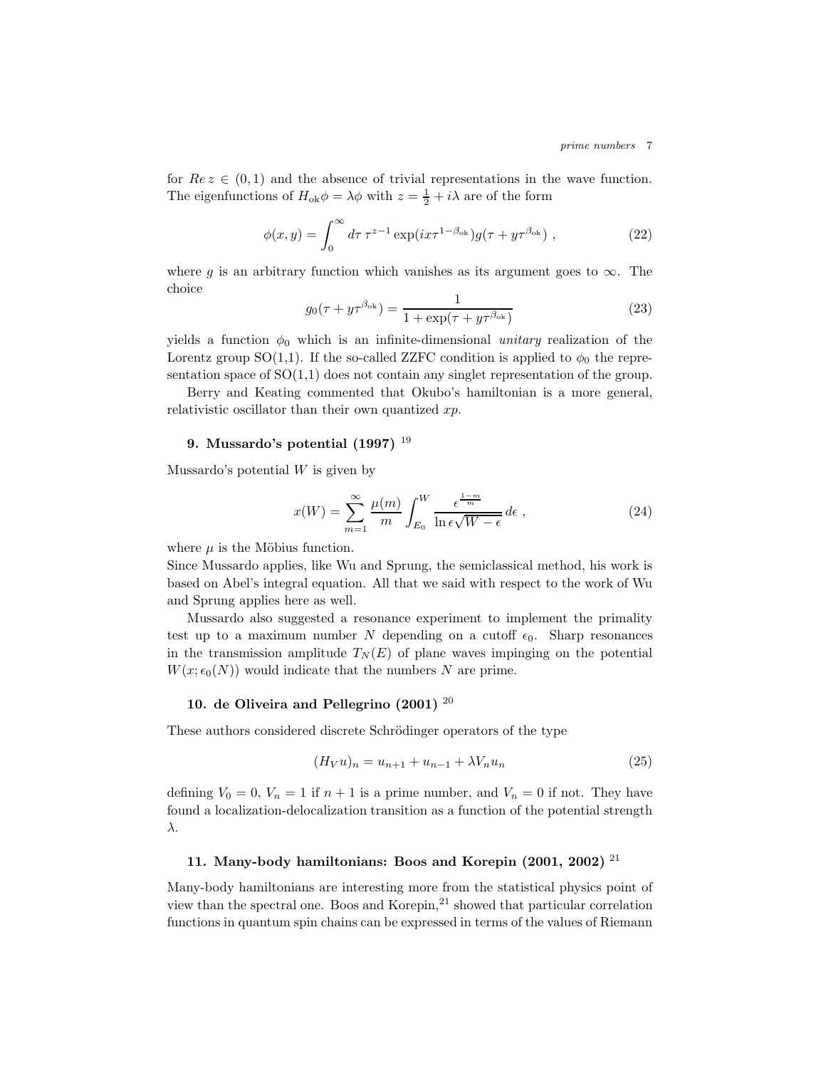for $Re\, z \in (0,1)$ and the absence of trivial representations in the wave function. The eigenfunctions of $H_{\rm ok}\phi = \lambda\phi$ with $z = \frac{1}{2} + i\lambda$ are of the form

$$\phi(x,y) = \int_0^\infty d\tau\, \tau^{z-1} \exp(ix\tau^{1-\beta_{\rm ok}}) g(\tau + y\tau^{\beta_{\rm ok}}) \ , \tag{22}$$

where $g$ is an arbitrary function which vanishes as its argument goes to $\infty$. The choice

$$g_0(\tau + y\tau^{\beta_{\rm ok}}) = \frac{1}{1 + \exp(\tau + y\tau^{\beta_{\rm ok}})} \tag{23}$$

yields a function $\phi_0$ which is an infinite-dimensional *unitary* realization of the Lorentz group SO(1,1). If the so-called ZZFC condition is applied to $\phi_0$ the representation space of SO(1,1) does not contain any singlet representation of the group.

Berry and Keating commented that Okubo's hamiltonian is a more general, relativistic oscillator than their own quantized $xp$.

## 9. Mussardo's potential (1997) [19]

Mussardo's potential $W$ is given by

$$x(W) = \sum_{m=1}^{\infty} \frac{\mu(m)}{m} \int_{E_0}^{W} \frac{\epsilon^{\frac{1-m}{m}}}{\ln \epsilon \sqrt{W - \epsilon}}\, d\epsilon \ , \tag{24}$$

where $\mu$ is the Möbius function.
Since Mussardo applies, like Wu and Sprung, the semiclassical method, his work is based on Abel's integral equation. All that we said with respect to the work of Wu and Sprung applies here as well.

Mussardo also suggested a resonance experiment to implement the primality test up to a maximum number $N$ depending on a cutoff $\epsilon_0$. Sharp resonances in the transmission amplitude $T_N(E)$ of plane waves impinging on the potential $W(x; \epsilon_0(N))$ would indicate that the numbers $N$ are prime.

## 10. de Oliveira and Pellegrino (2001) [20]

These authors considered discrete Schrödinger operators of the type

$$(H_V u)_n = u_{n+1} + u_{n-1} + \lambda V_n u_n \tag{25}$$

defining $V_0 = 0$, $V_n = 1$ if $n+1$ is a prime number, and $V_n = 0$ if not. They have found a localization-delocalization transition as a function of the potential strength $\lambda$.

## 11. Many-body hamiltonians: Boos and Korepin (2001, 2002) [21]

Many-body hamiltonians are interesting more from the statistical physics point of view than the spectral one. Boos and Korepin,[21] showed that particular correlation functions in quantum spin chains can be expressed in terms of the values of Riemann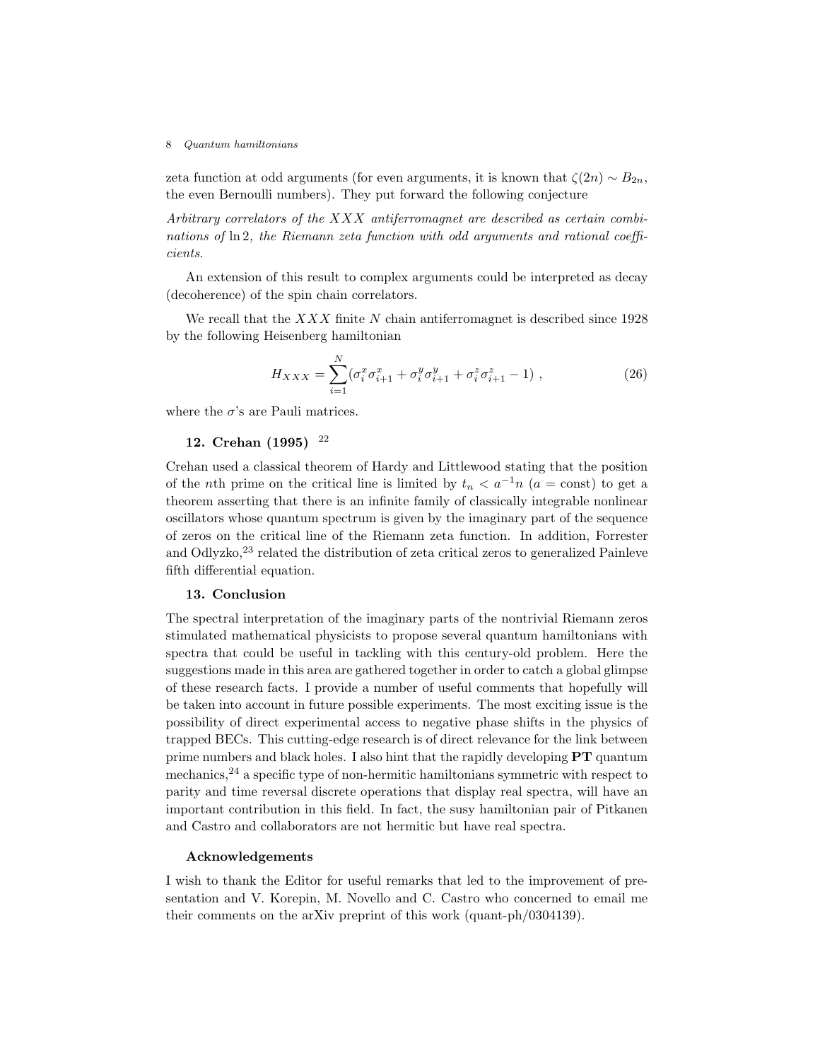zeta function at odd arguments (for even arguments, it is known that $\zeta(2n) \sim B_{2n}$, the even Bernoulli numbers). They put forward the following conjecture

*Arbitrary correlators of the $XXX$ antiferromagnet are described as certain combinations of $\ln 2$, the Riemann zeta function with odd arguments and rational coefficients.*

An extension of this result to complex arguments could be interpreted as decay (decoherence) of the spin chain correlators.

We recall that the $XXX$ finite $N$ chain antiferromagnet is described since 1928 by the following Heisenberg hamiltonian

$$H_{XXX} = \sum_{i=1}^{N} (\sigma_i^x \sigma_{i+1}^x + \sigma_i^y \sigma_{i+1}^y + \sigma_i^z \sigma_{i+1}^z - 1) \ , \tag{26}$$

where the $\sigma$'s are Pauli matrices.

## 12. Crehan (1995) [22]

Crehan used a classical theorem of Hardy and Littlewood stating that the position of the $n$th prime on the critical line is limited by $t_n < a^{-1}n$ ($a =$ const) to get a theorem asserting that there is an infinite family of classically integrable nonlinear oscillators whose quantum spectrum is given by the imaginary part of the sequence of zeros on the critical line of the Riemann zeta function. In addition, Forrester and Odlyzko,[23] related the distribution of zeta critical zeros to generalized Painleve fifth differential equation.

## 13. Conclusion

The spectral interpretation of the imaginary parts of the nontrivial Riemann zeros stimulated mathematical physicists to propose several quantum hamiltonians with spectra that could be useful in tackling with this century-old problem. Here the suggestions made in this area are gathered together in order to catch a global glimpse of these research facts. I provide a number of useful comments that hopefully will be taken into account in future possible experiments. The most exciting issue is the possibility of direct experimental access to negative phase shifts in the physics of trapped BECs. This cutting-edge research is of direct relevance for the link between prime numbers and black holes. I also hint that the rapidly developing **PT** quantum mechanics,[24] a specific type of non-hermitic hamiltonians symmetric with respect to parity and time reversal discrete operations that display real spectra, will have an important contribution in this field. In fact, the susy hamiltonian pair of Pitkanen and Castro and collaborators are not hermitic but have real spectra.

## Acknowledgements

I wish to thank the Editor for useful remarks that led to the improvement of presentation and V. Korepin, M. Novello and C. Castro who concerned to email me their comments on the arXiv preprint of this work (quant-ph/0304139).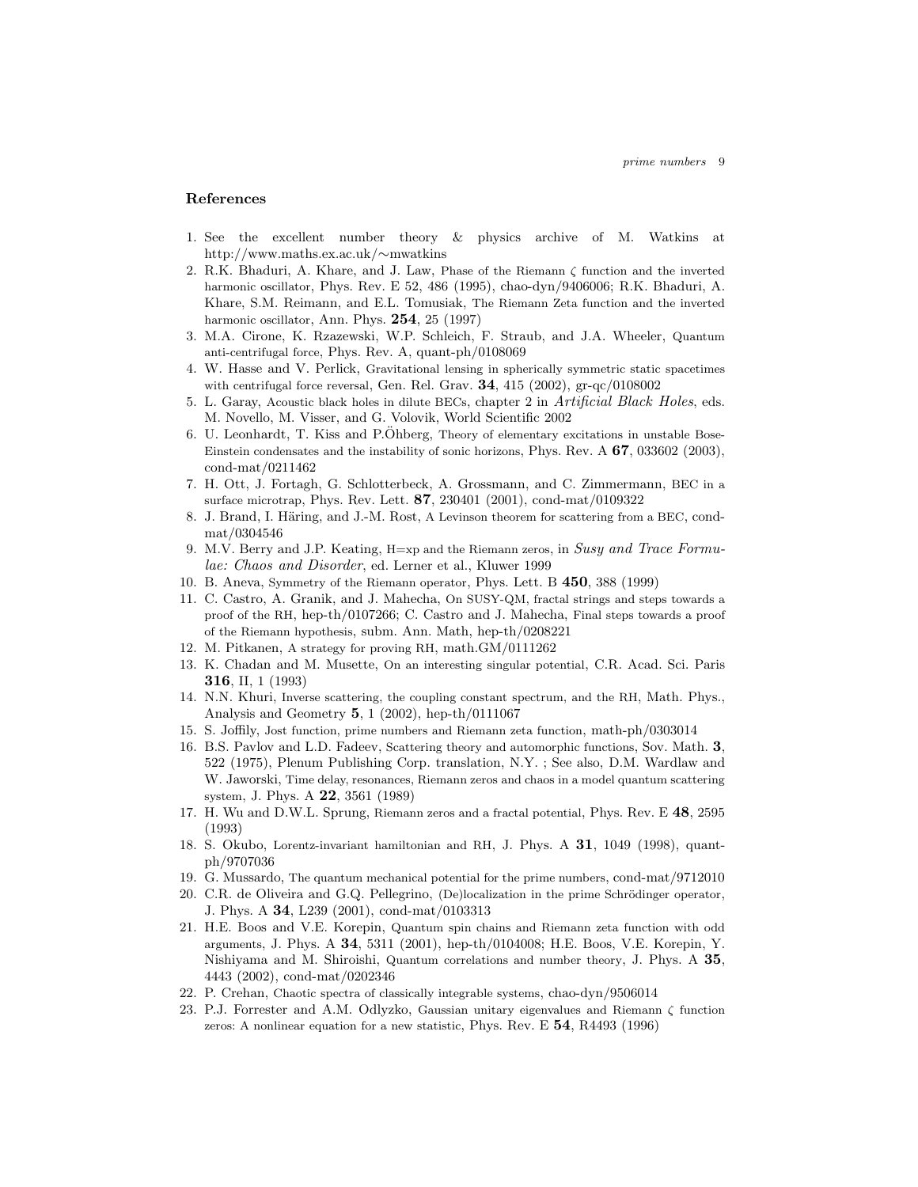## References

1. See the excellent number theory & physics archive of M. Watkins at http://www.maths.ex.ac.uk/∼mwatkins
2. R.K. Bhaduri, A. Khare, and J. Law, Phase of the Riemann $\zeta$ function and the inverted harmonic oscillator, Phys. Rev. E 52, 486 (1995), chao-dyn/9406006; R.K. Bhaduri, A. Khare, S.M. Reimann, and E.L. Tomusiak, The Riemann Zeta function and the inverted harmonic oscillator, Ann. Phys. **254**, 25 (1997)
3. M.A. Cirone, K. Rzazewski, W.P. Schleich, F. Straub, and J.A. Wheeler, Quantum anti-centrifugal force, Phys. Rev. A, quant-ph/0108069
4. W. Hasse and V. Perlick, Gravitational lensing in spherically symmetric static spacetimes with centrifugal force reversal, Gen. Rel. Grav. **34**, 415 (2002), gr-qc/0108002
5. L. Garay, Acoustic black holes in dilute BECs, chapter 2 in *Artificial Black Holes*, eds. M. Novello, M. Visser, and G. Volovik, World Scientific 2002
6. U. Leonhardt, T. Kiss and P.Öhberg, Theory of elementary excitations in unstable Bose-Einstein condensates and the instability of sonic horizons, Phys. Rev. A **67**, 033602 (2003), cond-mat/0211462
7. H. Ott, J. Fortagh, G. Schlotterbeck, A. Grossmann, and C. Zimmermann, BEC in a surface microtrap, Phys. Rev. Lett. **87**, 230401 (2001), cond-mat/0109322
8. J. Brand, I. Häring, and J.-M. Rost, A Levinson theorem for scattering from a BEC, cond-mat/0304546
9. M.V. Berry and J.P. Keating, H=xp and the Riemann zeros, in *Susy and Trace Formulae: Chaos and Disorder*, ed. Lerner et al., Kluwer 1999
10. B. Aneva, Symmetry of the Riemann operator, Phys. Lett. B **450**, 388 (1999)
11. C. Castro, A. Granik, and J. Mahecha, On SUSY-QM, fractal strings and steps towards a proof of the RH, hep-th/0107266; C. Castro and J. Mahecha, Final steps towards a proof of the Riemann hypothesis, subm. Ann. Math, hep-th/0208221
12. M. Pitkanen, A strategy for proving RH, math.GM/0111262
13. K. Chadan and M. Musette, On an interesting singular potential, C.R. Acad. Sci. Paris **316**, II, 1 (1993)
14. N.N. Khuri, Inverse scattering, the coupling constant spectrum, and the RH, Math. Phys., Analysis and Geometry **5**, 1 (2002), hep-th/0111067
15. S. Joffily, Jost function, prime numbers and Riemann zeta function, math-ph/0303014
16. B.S. Pavlov and L.D. Fadeev, Scattering theory and automorphic functions, Sov. Math. **3**, 522 (1975), Plenum Publishing Corp. translation, N.Y. ; See also, D.M. Wardlaw and W. Jaworski, Time delay, resonances, Riemann zeros and chaos in a model quantum scattering system, J. Phys. A **22**, 3561 (1989)
17. H. Wu and D.W.L. Sprung, Riemann zeros and a fractal potential, Phys. Rev. E **48**, 2595 (1993)
18. S. Okubo, Lorentz-invariant hamiltonian and RH, J. Phys. A **31**, 1049 (1998), quant-ph/9707036
19. G. Mussardo, The quantum mechanical potential for the prime numbers, cond-mat/9712010
20. C.R. de Oliveira and G.Q. Pellegrino, (De)localization in the prime Schrödinger operator, J. Phys. A **34**, L239 (2001), cond-mat/0103313
21. H.E. Boos and V.E. Korepin, Quantum spin chains and Riemann zeta function with odd arguments, J. Phys. A **34**, 5311 (2001), hep-th/0104008; H.E. Boos, V.E. Korepin, Y. Nishiyama and M. Shiroishi, Quantum correlations and number theory, J. Phys. A **35**, 4443 (2002), cond-mat/0202346
22. P. Crehan, Chaotic spectra of classically integrable systems, chao-dyn/9506014
23. P.J. Forrester and A.M. Odlyzko, Gaussian unitary eigenvalues and Riemann $\zeta$ function zeros: A nonlinear equation for a new statistic, Phys. Rev. E **54**, R4493 (1996)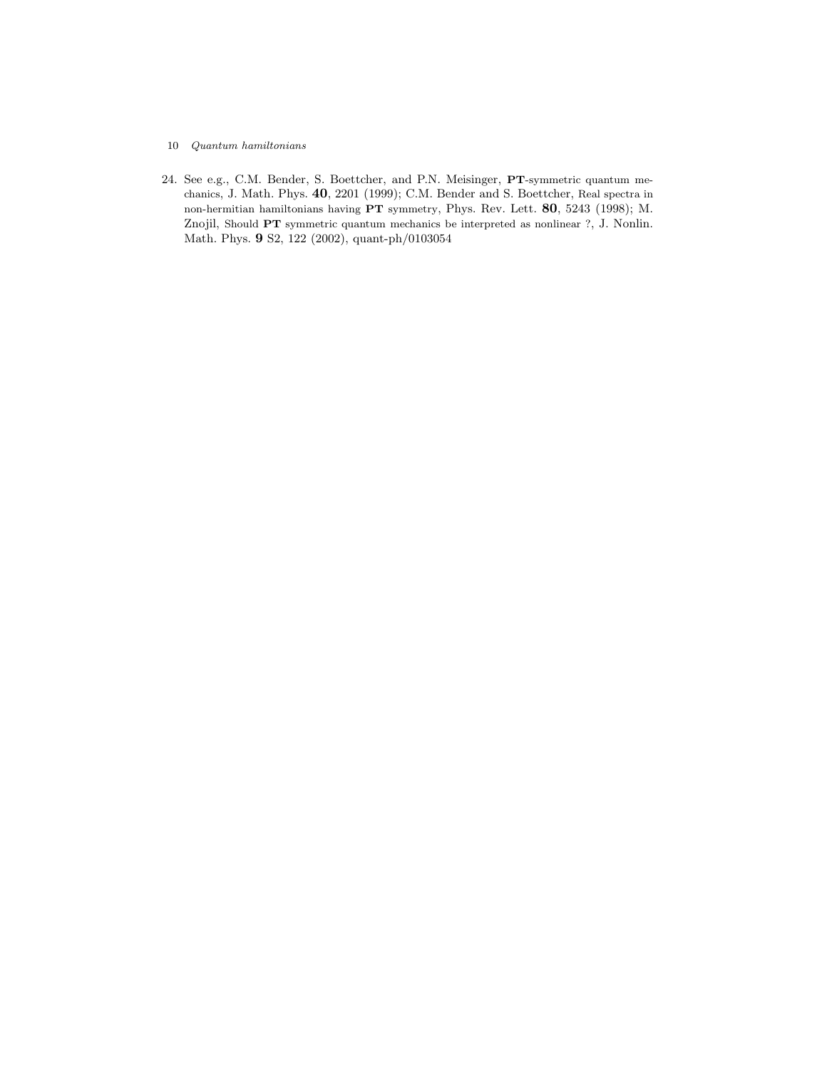24. See e.g., C.M. Bender, S. Boettcher, and P.N. Meisinger, **PT**-symmetric quantum mechanics, J. Math. Phys. **40**, 2201 (1999); C.M. Bender and S. Boettcher, Real spectra in non-hermitian hamiltonians having **PT** symmetry, Phys. Rev. Lett. **80**, 5243 (1998); M. Znojil, Should **PT** symmetric quantum mechanics be interpreted as nonlinear ?, J. Nonlin. Math. Phys. **9** S2, 122 (2002), quant-ph/0103054